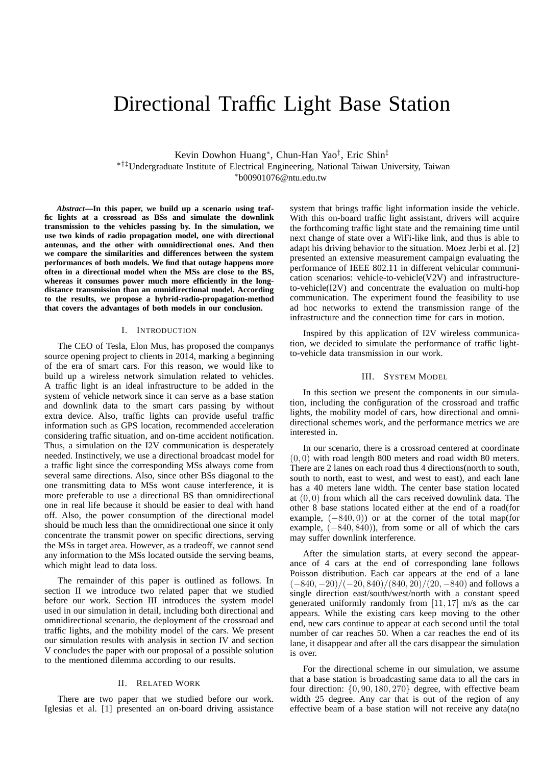# Directional Traffic Light Base Station

Kevin Dowhon Huang*, Chun-Han Yao†, Eric Shin‡

*†‡Undergraduate Institute of Electrical Engineering, National Taiwan University, Taiwan

*b00901076@ntu.edu.tw

***Abstract*—In this paper, we build up a scenario using traffic lights at a crossroad as BSs and simulate the downlink transmission to the vehicles passing by. In the simulation, we use two kinds of radio propagation model, one with directional antennas, and the other with omnidirectional ones. And then we compare the similarities and differences between the system performances of both models. We find that outage happens more often in a directional model when the MSs are close to the BS, whereas it consumes power much more efficiently in the long-distance transmission than an omnidirectional model. According to the results, we propose a hybrid-radio-propagation-method that covers the advantages of both models in our conclusion.**

## I. Introduction

The CEO of Tesla, Elon Mus, has proposed the companys source opening project to clients in 2014, marking a beginning of the era of smart cars. For this reason, we would like to build up a wireless network simulation related to vehicles. A traffic light is an ideal infrastructure to be added in the system of vehicle network since it can serve as a base station and downlink data to the smart cars passing by without extra device. Also, traffic lights can provide useful traffic information such as GPS location, recommended acceleration considering traffic situation, and on-time accident notification. Thus, a simulation on the I2V communication is desperately needed. Instinctively, we use a directional broadcast model for a traffic light since the corresponding MSs always come from several same directions. Also, since other BSs diagonal to the one transmitting data to MSs wont cause interference, it is more preferable to use a directional BS than omnidirectional one in real life because it should be easier to deal with hand off. Also, the power consumption of the directional model should be much less than the omnidirectional one since it only concentrate the transmit power on specific directions, serving the MSs in target area. However, as a tradeoff, we cannot send any information to the MSs located outside the serving beams, which might lead to data loss.

The remainder of this paper is outlined as follows. In section II we introduce two related paper that we studied before our work. Section III introduces the system model used in our simulation in detail, including both directional and omnidirectional scenario, the deployment of the crossroad and traffic lights, and the mobility model of the cars. We present our simulation results with analysis in section IV and section V concludes the paper with our proposal of a possible solution to the mentioned dilemma according to our results.

## II. Related Work

There are two paper that we studied before our work. Iglesias et al. [1] presented an on-board driving assistance system that brings traffic light information inside the vehicle. With this on-board traffic light assistant, drivers will acquire the forthcoming traffic light state and the remaining time until next change of state over a WiFi-like link, and thus is able to adapt his driving behavior to the situation. Moez Jerbi et al. [2] presented an extensive measurement campaign evaluating the performance of IEEE 802.11 in different vehicular communication scenarios: vehicle-to-vehicle(V2V) and infrastructure-to-vehicle(I2V) and concentrate the evaluation on multi-hop communication. The experiment found the feasibility to use ad hoc networks to extend the transmission range of the infrastructure and the connection time for cars in motion.

Inspired by this application of I2V wireless communication, we decided to simulate the performance of traffic light-to-vehicle data transmission in our work.

## III. System Model

In this section we present the components in our simulation, including the configuration of the crossroad and traffic lights, the mobility model of cars, how directional and omnidirectional schemes work, and the performance metrics we are interested in.

In our scenario, there is a crossroad centered at coordinate $(0, 0)$ with road length 800 meters and road width 80 meters. There are 2 lanes on each road thus 4 directions(north to south, south to north, east to west, and west to east), and each lane has a 40 meters lane width. The center base station located at $(0, 0)$ from which all the cars received downlink data. The other 8 base stations located either at the end of a road(for example, $(-840, 0)$) or at the corner of the total map(for example, $(-840, 840)$), from some or all of which the cars may suffer downlink interference.

After the simulation starts, at every second the appearance of 4 cars at the end of corresponding lane follows Poisson distribution. Each car appears at the end of a lane $(-840, -20)/(-20, 840)/(840, 20)/(20, -840)$ and follows a single direction east/south/west/north with a constant speed generated uniformly randomly from $[11, 17]$ m/s as the car appears. While the existing cars keep moving to the other end, new cars continue to appear at each second until the total number of car reaches 50. When a car reaches the end of its lane, it disappear and after all the cars disappear the simulation is over.

For the directional scheme in our simulation, we assume that a base station is broadcasting same data to all the cars in four direction: $\{0, 90, 180, 270\}$ degree, with effective beam width $25$ degree. Any car that is out of the region of any effective beam of a base station will not receive any data(no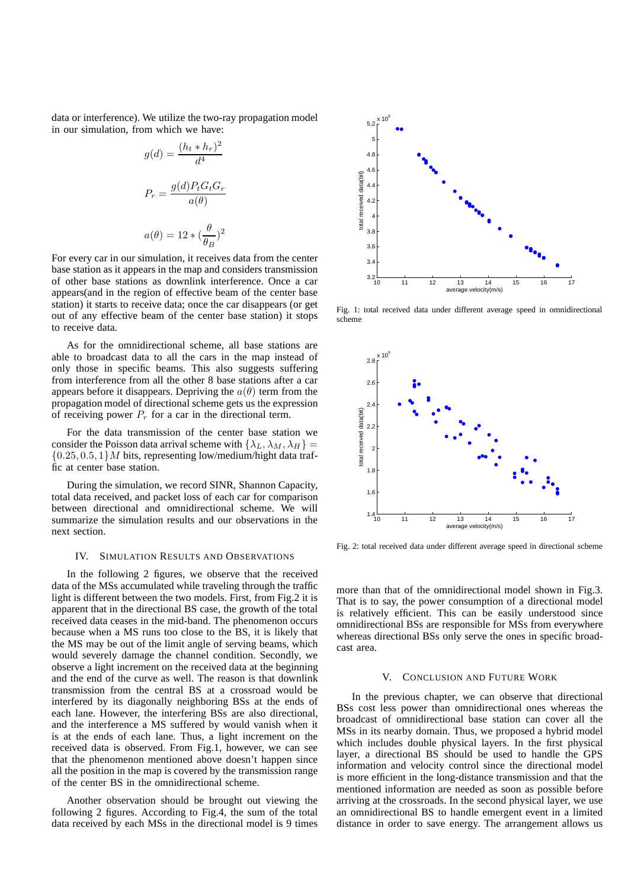data or interference). We utilize the two-ray propagation model in our simulation, from which we have:

$$g(d) = \frac{(h_t * h_r)^2}{d^4}$$

$$P_r = \frac{g(d) P_t G_t G_r}{a(\theta)}$$

$$a(\theta) = 12 * (\frac{\theta}{\theta_B})^2$$

For every car in our simulation, it receives data from the center base station as it appears in the map and considers transmission of other base stations as downlink interference. Once a car appears(and in the region of effective beam of the center base station) it starts to receive data; once the car disappears (or get out of any effective beam of the center base station) it stops to receive data.

As for the omnidirectional scheme, all base stations are able to broadcast data to all the cars in the map instead of only those in specific beams. This also suggests suffering from interference from all the other 8 base stations after a car appears before it disappears. Depriving the $a(\theta)$ term from the propagation model of directional scheme gets us the expression of receiving power $P_r$ for a car in the directional term.

For the data transmission of the center base station we consider the Poisson data arrival scheme with $\{\lambda_L, \lambda_M, \lambda_H\} = \{0.25, 0.5, 1\}M$ bits, representing low/medium/hight data traffic at center base station.

During the simulation, we record SINR, Shannon Capacity, total data received, and packet loss of each car for comparison between directional and omnidirectional scheme. We will summarize the simulation results and our observations in the next section.

## IV. Simulation Results and Observations

In the following 2 figures, we observe that the received data of the MSs accumulated while traveling through the traffic light is different between the two models. First, from Fig.2 it is apparent that in the directional BS case, the growth of the total received data ceases in the mid-band. The phenomenon occurs because when a MS runs too close to the BS, it is likely that the MS may be out of the limit angle of serving beams, which would severely damage the channel condition. Secondly, we observe a light increment on the received data at the beginning and the end of the curve as well. The reason is that downlink transmission from the central BS at a crossroad would be interfered by its diagonally neighboring BSs at the ends of each lane. However, the interfering BSs are also directional, and the interference a MS suffered by would vanish when it is at the ends of each lane. Thus, a light increment on the received data is observed. From Fig.1, however, we can see that the phenomenon mentioned above doesn't happen since all the position in the map is covered by the transmission range of the center BS in the omnidirectional scheme.

Another observation should be brought out viewing the following 2 figures. According to Fig.4, the sum of the total data received by each MSs in the directional model is 9 times more than that of the omnidirectional model shown in Fig.3. That is to say, the power consumption of a directional model is relatively efficient. This can be easily understood since omnidirectional BSs are responsible for MSs from everywhere whereas directional BSs only serve the ones in specific broadcast area.

Fig. 1: total received data under different average speed in omnidirectional scheme

Fig. 2: total received data under different average speed in directional scheme

## V. Conclusion and Future Work

In the previous chapter, we can observe that directional BSs cost less power than omnidirectional ones whereas the broadcast of omnidirectional base station can cover all the MSs in its nearby domain. Thus, we proposed a hybrid model which includes double physical layers. In the first physical layer, a directional BS should be used to handle the GPS information and velocity control since the directional model is more efficient in the long-distance transmission and that the mentioned information are needed as soon as possible before arriving at the crossroads. In the second physical layer, we use an omnidirectional BS to handle emergent event in a limited distance in order to save energy. The arrangement allows us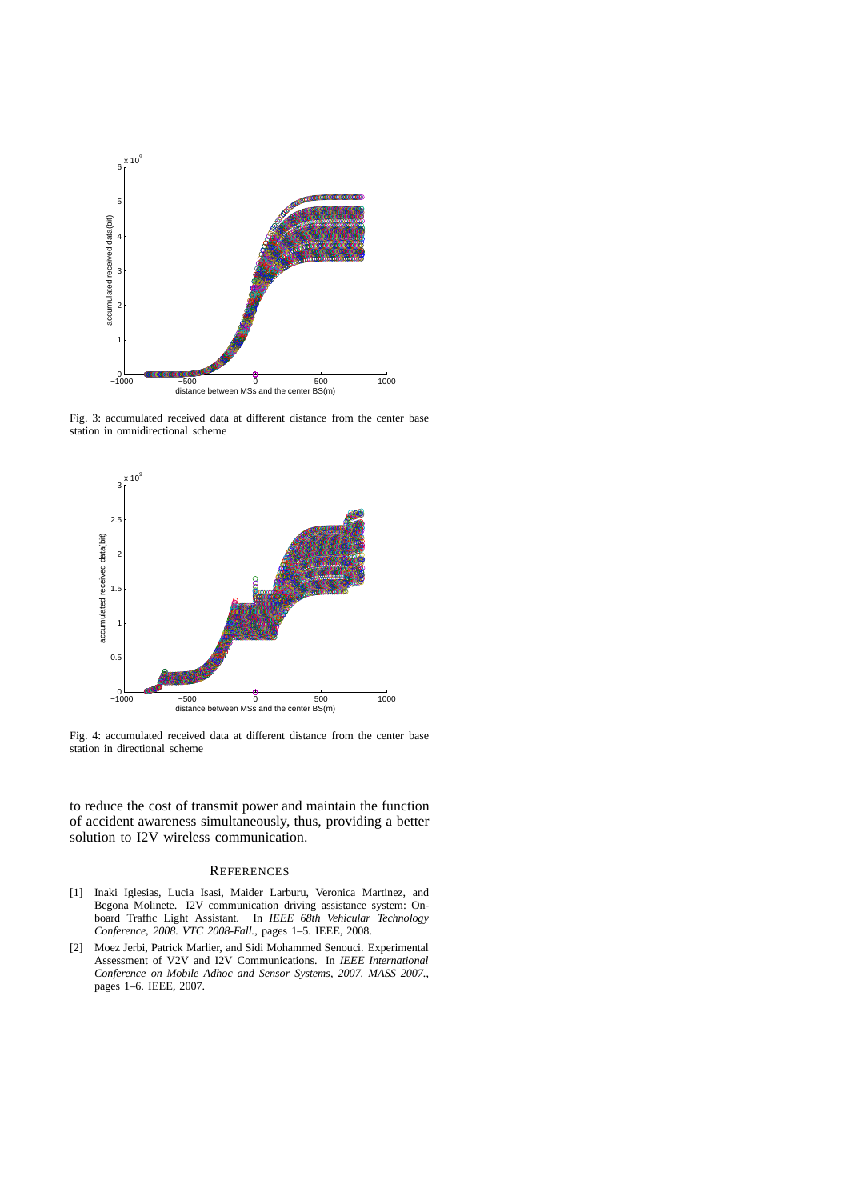x 10^9

6

5

4

3

2

1

0

accumulated received data(bit)

−1000 −500 0 500 1000

distance between MSs and the center BS(m)

Fig. 3: accumulated received data at different distance from the center base station in omnidirectional scheme

x 10^9

3

2.5

2

1.5

1

0.5

0

accumulated received data(bit)

−1000 −500 0 500 1000

distance between MSs and the center BS(m)

Fig. 4: accumulated received data at different distance from the center base station in directional scheme

to reduce the cost of transmit power and maintain the function of accident awareness simultaneously, thus, providing a better solution to I2V wireless communication.

## References

[1] Inaki Iglesias, Lucia Isasi, Maider Larburu, Veronica Martinez, and Begona Molinete. I2V communication driving assistance system: On-board Traffic Light Assistant. In *IEEE 68th Vehicular Technology Conference, 2008. VTC 2008-Fall.*, pages 1–5. IEEE, 2008.

[2] Moez Jerbi, Patrick Marlier, and Sidi Mohammed Senouci. Experimental Assessment of V2V and I2V Communications. In *IEEE International Conference on Mobile Adhoc and Sensor Systems, 2007. MASS 2007.*, pages 1–6. IEEE, 2007.